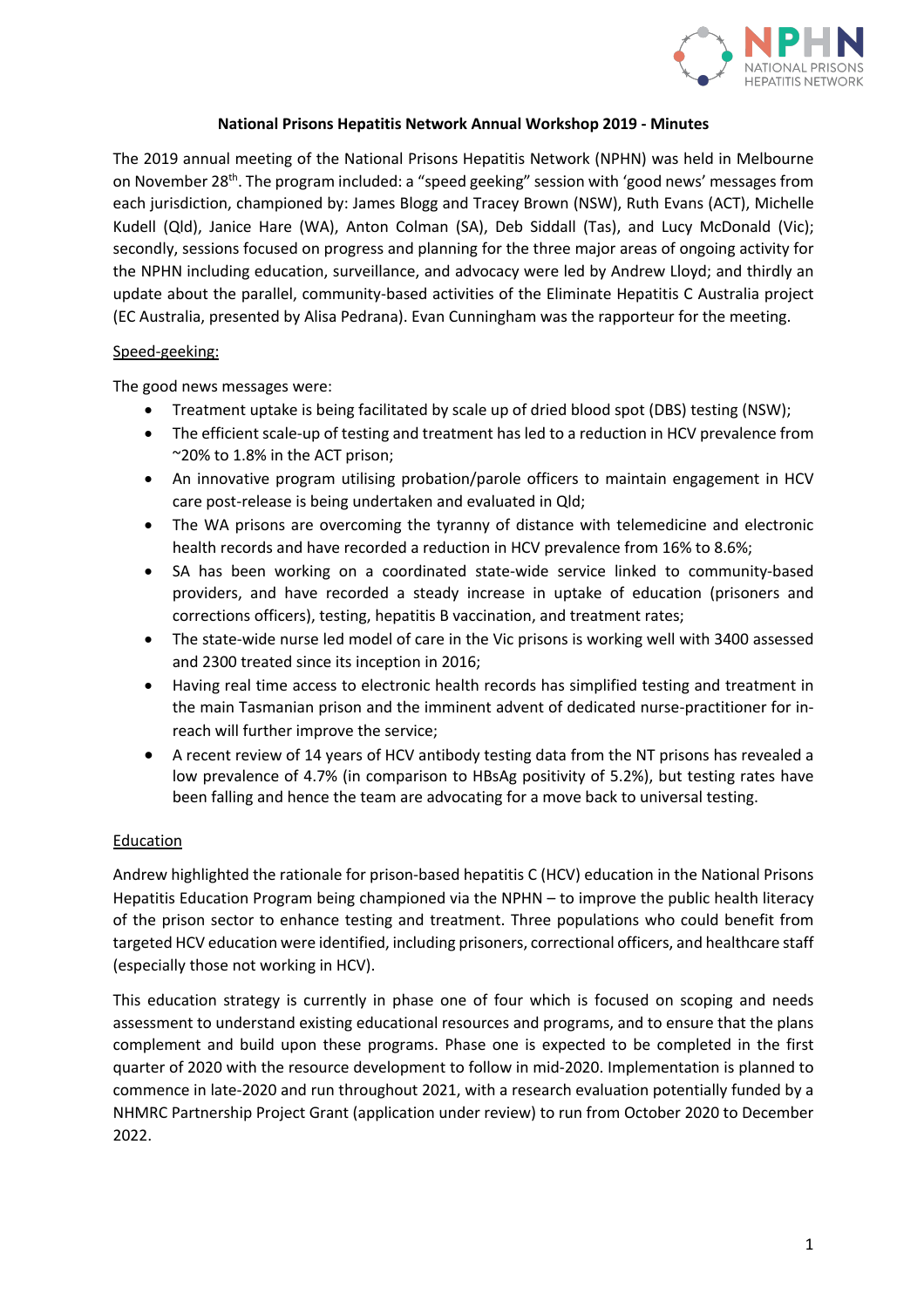# National Prisons Hepatitis Network Annual Workshop 2019 - Minutes

The 2019 annual meeting of the National Prisons Hepatitis Network (NPHN) was held in Melbourne on November 28th. The program included: a "speed geeking" session with 'good news' messages from each jurisdiction, championed by: James Blogg and Tracey Brown (NSW), Ruth Evans (ACT), Michelle Kudell (Qld), Janice Hare (WA), Anton Colman (SA), Deb Siddall (Tas), and Lucy McDonald (Vic); secondly, sessions focused on progress and planning for the three major areas of ongoing activity for the NPHN including education, surveillance, and advocacy were led by Andrew Lloyd; and thirdly an update about the parallel, community-based activities of the Eliminate Hepatitis C Australia project (EC Australia, presented by Alisa Pedrana). Evan Cunningham was the rapporteur for the meeting.

## Speed-geeking:

The good news messages were:

- Treatment uptake is being facilitated by scale up of dried blood spot (DBS) testing (NSW);
- The efficient scale-up of testing and treatment has led to a reduction in HCV prevalence from ~20% to 1.8% in the ACT prison;
- An innovative program utilising probation/parole officers to maintain engagement in HCV care post-release is being undertaken and evaluated in Qld;
- The WA prisons are overcoming the tyranny of distance with telemedicine and electronic health records and have recorded a reduction in HCV prevalence from 16% to 8.6%;
- SA has been working on a coordinated state-wide service linked to community-based providers, and have recorded a steady increase in uptake of education (prisoners and corrections officers), testing, hepatitis B vaccination, and treatment rates;
- The state-wide nurse led model of care in the Vic prisons is working well with 3400 assessed and 2300 treated since its inception in 2016;
- Having real time access to electronic health records has simplified testing and treatment in the main Tasmanian prison and the imminent advent of dedicated nurse-practitioner for in-reach will further improve the service;
- A recent review of 14 years of HCV antibody testing data from the NT prisons has revealed a low prevalence of 4.7% (in comparison to HBsAg positivity of 5.2%), but testing rates have been falling and hence the team are advocating for a move back to universal testing.

## Education

Andrew highlighted the rationale for prison-based hepatitis C (HCV) education in the National Prisons Hepatitis Education Program being championed via the NPHN – to improve the public health literacy of the prison sector to enhance testing and treatment. Three populations who could benefit from targeted HCV education were identified, including prisoners, correctional officers, and healthcare staff (especially those not working in HCV).

This education strategy is currently in phase one of four which is focused on scoping and needs assessment to understand existing educational resources and programs, and to ensure that the plans complement and build upon these programs. Phase one is expected to be completed in the first quarter of 2020 with the resource development to follow in mid-2020. Implementation is planned to commence in late-2020 and run throughout 2021, with a research evaluation potentially funded by a NHMRC Partnership Project Grant (application under review) to run from October 2020 to December 2022.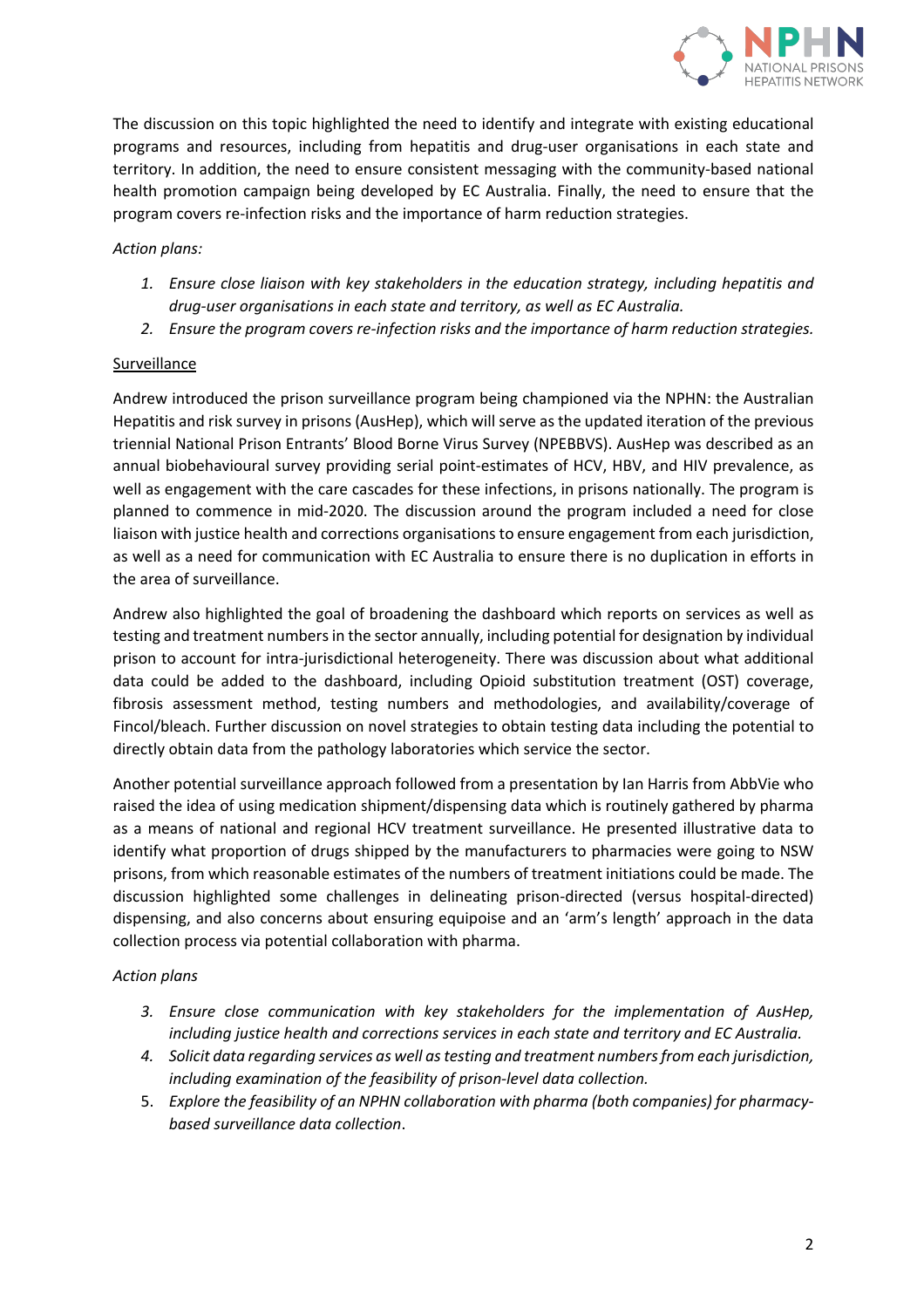The discussion on this topic highlighted the need to identify and integrate with existing educational programs and resources, including from hepatitis and drug-user organisations in each state and territory. In addition, the need to ensure consistent messaging with the community-based national health promotion campaign being developed by EC Australia. Finally, the need to ensure that the program covers re-infection risks and the importance of harm reduction strategies.

*Action plans:*

1. *Ensure close liaison with key stakeholders in the education strategy, including hepatitis and drug-user organisations in each state and territory, as well as EC Australia.*
2. *Ensure the program covers re-infection risks and the importance of harm reduction strategies.*

<u>Surveillance</u>

Andrew introduced the prison surveillance program being championed via the NPHN: the Australian Hepatitis and risk survey in prisons (AusHep), which will serve as the updated iteration of the previous triennial National Prison Entrants' Blood Borne Virus Survey (NPEBBVS). AusHep was described as an annual biobehavioural survey providing serial point-estimates of HCV, HBV, and HIV prevalence, as well as engagement with the care cascades for these infections, in prisons nationally. The program is planned to commence in mid-2020. The discussion around the program included a need for close liaison with justice health and corrections organisations to ensure engagement from each jurisdiction, as well as a need for communication with EC Australia to ensure there is no duplication in efforts in the area of surveillance.

Andrew also highlighted the goal of broadening the dashboard which reports on services as well as testing and treatment numbers in the sector annually, including potential for designation by individual prison to account for intra-jurisdictional heterogeneity. There was discussion about what additional data could be added to the dashboard, including Opioid substitution treatment (OST) coverage, fibrosis assessment method, testing numbers and methodologies, and availability/coverage of Fincol/bleach. Further discussion on novel strategies to obtain testing data including the potential to directly obtain data from the pathology laboratories which service the sector.

Another potential surveillance approach followed from a presentation by Ian Harris from AbbVie who raised the idea of using medication shipment/dispensing data which is routinely gathered by pharma as a means of national and regional HCV treatment surveillance. He presented illustrative data to identify what proportion of drugs shipped by the manufacturers to pharmacies were going to NSW prisons, from which reasonable estimates of the numbers of treatment initiations could be made. The discussion highlighted some challenges in delineating prison-directed (versus hospital-directed) dispensing, and also concerns about ensuring equipoise and an 'arm's length' approach in the data collection process via potential collaboration with pharma.

*Action plans*

3. *Ensure close communication with key stakeholders for the implementation of AusHep, including justice health and corrections services in each state and territory and EC Australia.*
4. *Solicit data regarding services as well as testing and treatment numbers from each jurisdiction, including examination of the feasibility of prison-level data collection.*
5. *Explore the feasibility of an NPHN collaboration with pharma (both companies) for pharmacy-based surveillance data collection.*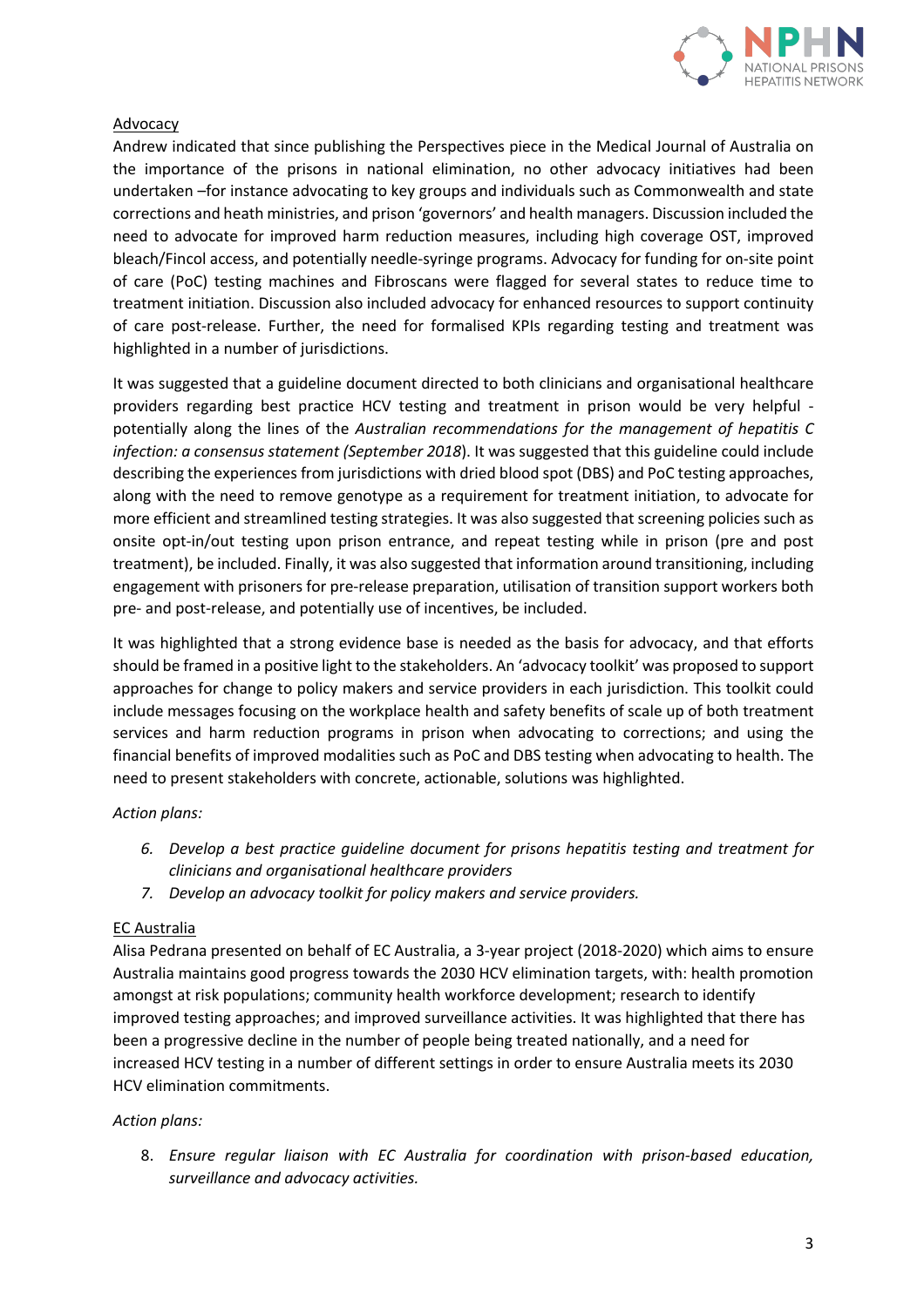Advocacy

Andrew indicated that since publishing the Perspectives piece in the Medical Journal of Australia on the importance of the prisons in national elimination, no other advocacy initiatives had been undertaken –for instance advocating to key groups and individuals such as Commonwealth and state corrections and heath ministries, and prison 'governors' and health managers. Discussion included the need to advocate for improved harm reduction measures, including high coverage OST, improved bleach/Fincol access, and potentially needle-syringe programs. Advocacy for funding for on-site point of care (PoC) testing machines and Fibroscans were flagged for several states to reduce time to treatment initiation. Discussion also included advocacy for enhanced resources to support continuity of care post-release. Further, the need for formalised KPIs regarding testing and treatment was highlighted in a number of jurisdictions.

It was suggested that a guideline document directed to both clinicians and organisational healthcare providers regarding best practice HCV testing and treatment in prison would be very helpful - potentially along the lines of the *Australian recommendations for the management of hepatitis C infection: a consensus statement (September 2018*). It was suggested that this guideline could include describing the experiences from jurisdictions with dried blood spot (DBS) and PoC testing approaches, along with the need to remove genotype as a requirement for treatment initiation, to advocate for more efficient and streamlined testing strategies. It was also suggested that screening policies such as onsite opt-in/out testing upon prison entrance, and repeat testing while in prison (pre and post treatment), be included. Finally, it was also suggested that information around transitioning, including engagement with prisoners for pre-release preparation, utilisation of transition support workers both pre- and post-release, and potentially use of incentives, be included.

It was highlighted that a strong evidence base is needed as the basis for advocacy, and that efforts should be framed in a positive light to the stakeholders. An 'advocacy toolkit' was proposed to support approaches for change to policy makers and service providers in each jurisdiction. This toolkit could include messages focusing on the workplace health and safety benefits of scale up of both treatment services and harm reduction programs in prison when advocating to corrections; and using the financial benefits of improved modalities such as PoC and DBS testing when advocating to health. The need to present stakeholders with concrete, actionable, solutions was highlighted.

*Action plans:*

6. *Develop a best practice guideline document for prisons hepatitis testing and treatment for clinicians and organisational healthcare providers*
7. *Develop an advocacy toolkit for policy makers and service providers.*

EC Australia

Alisa Pedrana presented on behalf of EC Australia, a 3-year project (2018-2020) which aims to ensure Australia maintains good progress towards the 2030 HCV elimination targets, with: health promotion amongst at risk populations; community health workforce development; research to identify improved testing approaches; and improved surveillance activities. It was highlighted that there has been a progressive decline in the number of people being treated nationally, and a need for increased HCV testing in a number of different settings in order to ensure Australia meets its 2030 HCV elimination commitments.

*Action plans:*

8. *Ensure regular liaison with EC Australia for coordination with prison-based education, surveillance and advocacy activities.*